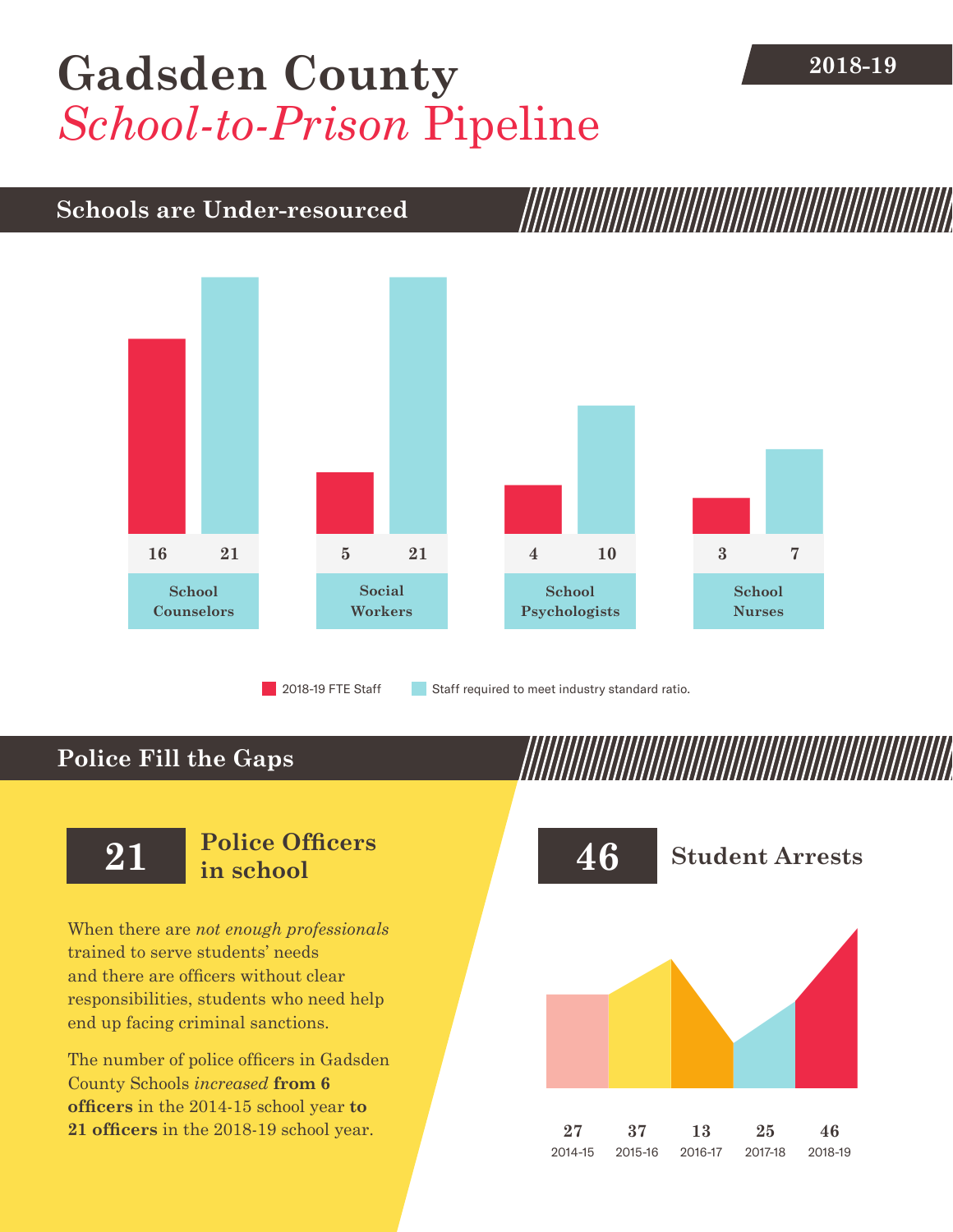# Gadsden County *School-to-Prison* Pipeline

2018-19

## Schools are Under-resourced

| | 2018-19 FTE Staff | Staff required to meet industry standard ratio. |
|---|---|---|
| School Counselors | 16 | 21 |
| Social Workers | 5 | 21 |
| School Psychologists | 4 | 10 |
| School Nurses | 3 | 7 |

## Police Fill the Gaps

**21** **Police Officers in school**

When there are *not enough professionals* trained to serve students' needs and there are officers without clear responsibilities, students who need help end up facing criminal sanctions.

The number of police officers in Gadsden County Schools *increased* **from 6 officers** in the 2014-15 school year **to 21 officers** in the 2018-19 school year.

**46** **Student Arrests**

| 2014-15 | 2015-16 | 2016-17 | 2017-18 | 2018-19 |
|---|---|---|---|---|
| 27 | 37 | 13 | 25 | 46 |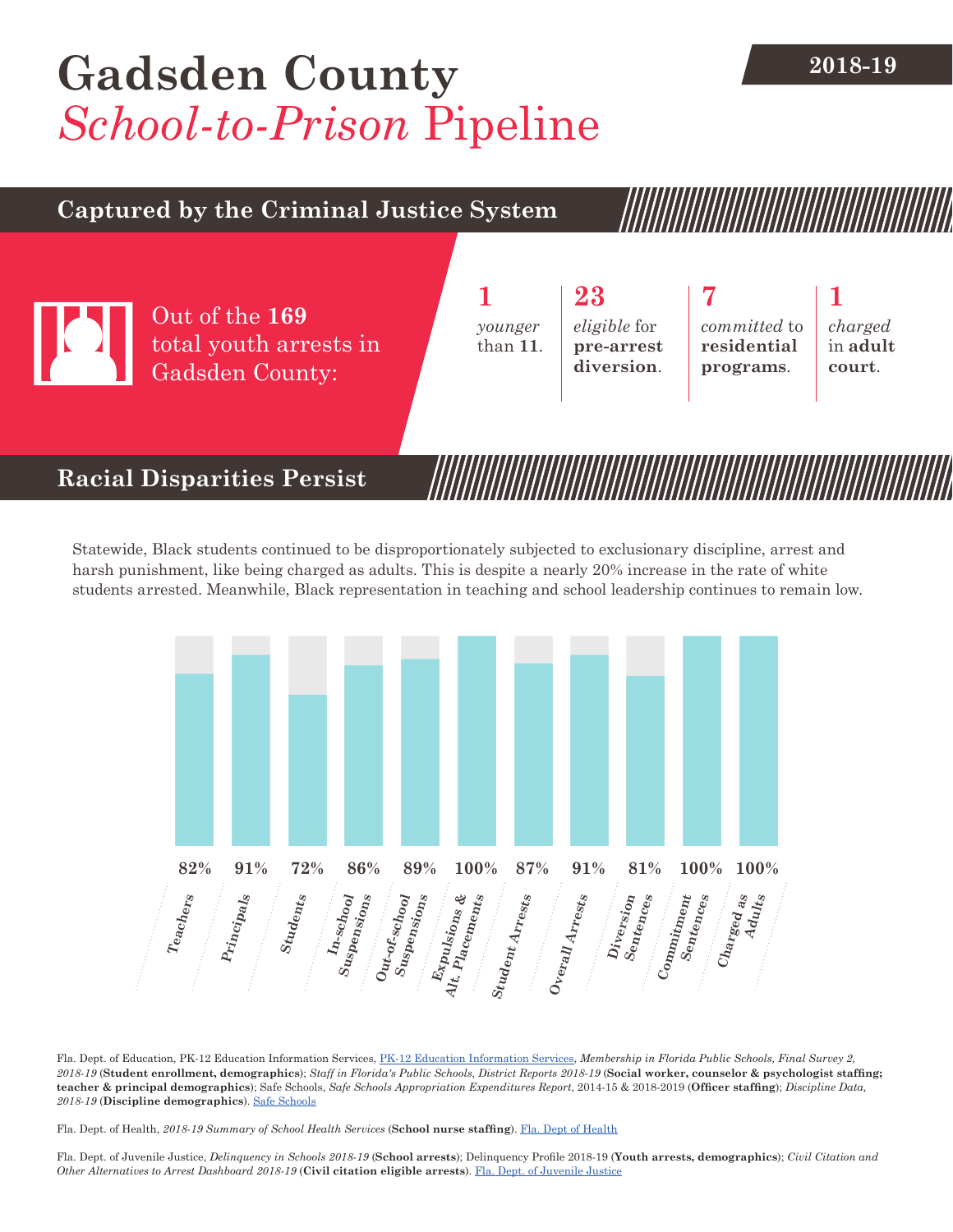# Gadsden County *School-to-Prison* Pipeline

2018-19

## Captured by the Criminal Justice System

Out of the **169** total youth arrests in Gadsden County:

**1** *younger* than **11**.

**23** *eligible* for **pre-arrest diversion**.

**7** *committed* to **residential programs**.

**1** *charged* in **adult court**.

## Racial Disparities Persist

Statewide, Black students continued to be disproportionately subjected to exclusionary discipline, arrest and harsh punishment, like being charged as adults. This is despite a nearly 20% increase in the rate of white students arrested. Meanwhile, Black representation in teaching and school leadership continues to remain low.

82% Teachers
91% Principals
72% Students
86% In-school Suspensions
89% Out-of-school Suspensions
100% Expulsions & Alt. Placements
87% Student Arrests
91% Overall Arrests
81% Diversion Sentences
100% Commitment Sentences
100% Charged as Adults

Fla. Dept. of Education, PK-12 Education Information Services, PK-12 Education Information Services, *Membership in Florida Public Schools, Final Survey 2, 2018-19* (**Student enrollment, demographics**); *Staff in Florida's Public Schools, District Reports 2018-19* (**Social worker, counselor & psychologist staffing; teacher & principal demographics**); Safe Schools, *Safe Schools Appropriation Expenditures Report*, 2014-15 & 2018-2019 (**Officer staffing**); *Discipline Data, 2018-19* (**Discipline demographics**). Safe Schools

Fla. Dept. of Health, *2018-19 Summary of School Health Services* (**School nurse staffing**). Fla. Dept of Health

Fla. Dept. of Juvenile Justice, *Delinquency in Schools 2018-19* (**School arrests**); Delinquency Profile 2018-19 (**Youth arrests, demographics**); *Civil Citation and Other Alternatives to Arrest Dashboard 2018-19* (**Civil citation eligible arrests**). Fla. Dept. of Juvenile Justice